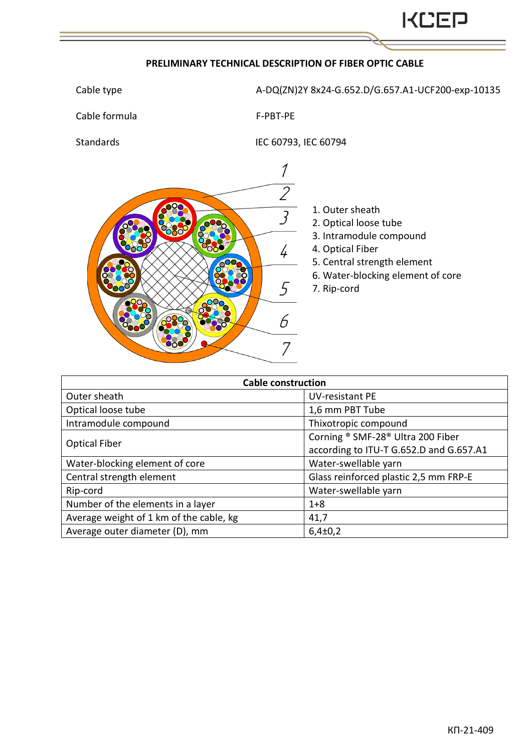## PRELIMINARY TECHNICAL DESCRIPTION OF FIBER OPTIC CABLE

Cable type A-DQ(ZN)2Y 8x24-G.652.D/G.657.A1-UCF200-exp-10135

Cable formula F-PBT-PE

Standards IEC 60793, IEC 60794

1. Outer sheath
2. Optical loose tube
3. Intramodule compound
4. Optical Fiber
5. Central strength element
6. Water-blocking element of core
7. Rip-cord

| Cable construction | |
|---|---|
| Outer sheath | UV-resistant PE |
| Optical loose tube | 1,6 mm PBT Tube |
| Intramodule compound | Thixotropic compound |
| Optical Fiber | Corning ® SMF-28® Ultra 200 Fiber according to ITU-T G.652.D and G.657.A1 |
| Water-blocking element of core | Water-swellable yarn |
| Central strength element | Glass reinforced plastic 2,5 mm FRP-E |
| Rip-cord | Water-swellable yarn |
| Number of the elements in a layer | 1+8 |
| Average weight of 1 km of the cable, kg | 41,7 |
| Average outer diameter (D), mm | 6,4±0,2 |

КП-21-409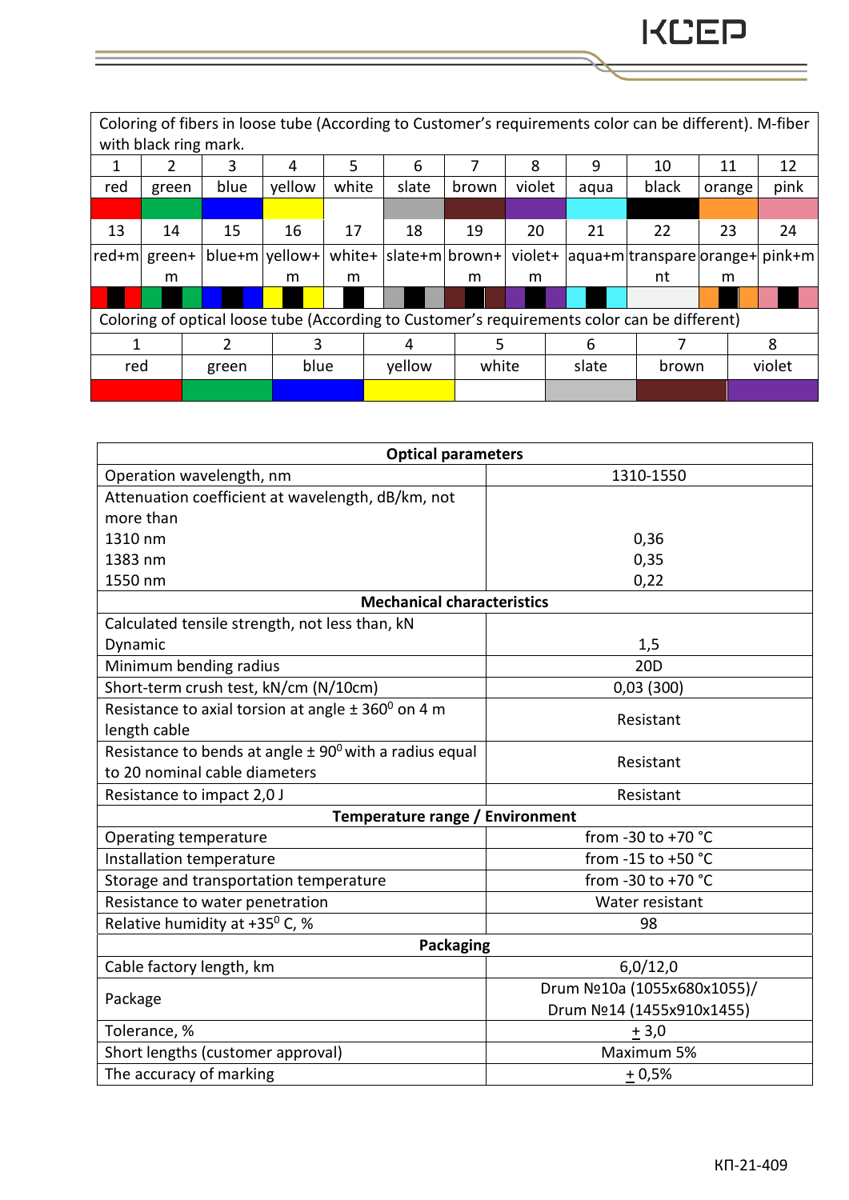| Coloring of fibers in loose tube (According to Customer's requirements color can be different). M-fiber with black ring mark. | | | | | | | | | | | |
|---|---|---|---|---|---|---|---|---|---|---|---|
| 1 | 2 | 3 | 4 | 5 | 6 | 7 | 8 | 9 | 10 | 11 | 12 |
| red | green | blue | yellow | white | slate | brown | violet | aqua | black | orange | pink |
| 13 | 14 | 15 | 16 | 17 | 18 | 19 | 20 | 21 | 22 | 23 | 24 |
| red+m | green+m | blue+m | yellow+m | white+m | slate+m | brown+m | violet+m | aqua+m | transparent | orange+m | pink+m |

| Coloring of optical loose tube (According to Customer's requirements color can be different) | | | | | | | |
|---|---|---|---|---|---|---|---|
| 1 | 2 | 3 | 4 | 5 | 6 | 7 | 8 |
| red | green | blue | yellow | white | slate | brown | violet |

| **Optical parameters** | |
|---|---|
| Operation wavelength, nm | 1310-1550 |
| Attenuation coefficient at wavelength, dB/km, not more than | |
| 1310 nm | 0,36 |
| 1383 nm | 0,35 |
| 1550 nm | 0,22 |
| **Mechanical characteristics** | |
| Calculated tensile strength, not less than, kN Dynamic | 1,5 |
| Minimum bending radius | 20D |
| Short-term crush test, kN/cm (N/10cm) | 0,03 (300) |
| Resistance to axial torsion at angle ± 360⁰ on 4 m length cable | Resistant |
| Resistance to bends at angle ± 90⁰ with a radius equal to 20 nominal cable diameters | Resistant |
| Resistance to impact 2,0 J | Resistant |
| **Temperature range / Environment** | |
| Operating temperature | from -30 to +70 °C |
| Installation temperature | from -15 to +50 °C |
| Storage and transportation temperature | from -30 to +70 °C |
| Resistance to water penetration | Water resistant |
| Relative humidity at +35⁰ C, % | 98 |
| **Packaging** | |
| Cable factory length, km | 6,0/12,0 |
| Package | Drum №10a (1055x680x1055)/ Drum №14 (1455x910x1455) |
| Tolerance, % | ± 3,0 |
| Short lengths (customer approval) | Maximum 5% |
| The accuracy of marking | ± 0,5% |